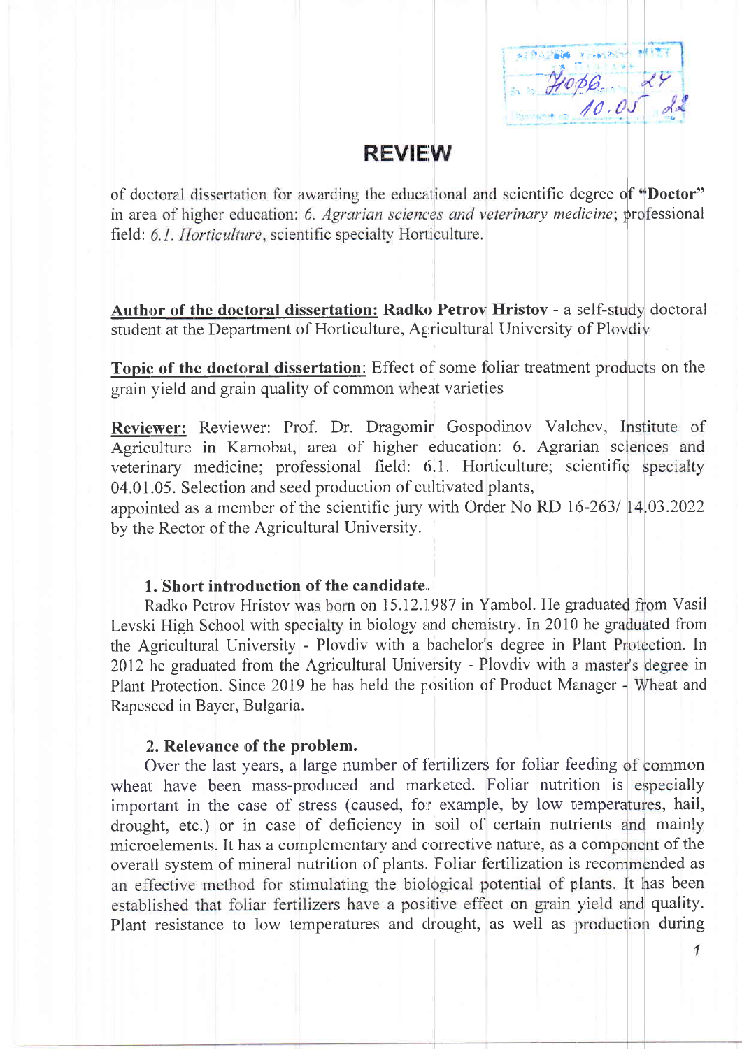# REVIEW

of doctoral dissertation for awarding the educational and scientific degree of **"Doctor"** in area of higher education: *6. Agrarian sciences and veterinary medicine*; professional field: *6.1. Horticulture*, scientific specialty Horticulture.

**Author of the doctoral dissertation:** **Radko Petrov Hristov** - a self-study doctoral student at the Department of Horticulture, Agricultural University of Plovdiv

**Topic of the doctoral dissertation**: Effect of some foliar treatment products on the grain yield and grain quality of common wheat varieties

**Reviewer:** Reviewer: Prof. Dr. Dragomir Gospodinov Valchev, Institute of Agriculture in Karnobat, area of higher education: 6. Agrarian sciences and veterinary medicine; professional field: 6.1. Horticulture; scientific specialty 04.01.05. Selection and seed production of cultivated plants,
appointed as a member of the scientific jury with Order No RD 16-263/ 14.03.2022 by the Rector of the Agricultural University.

### 1. Short introduction of the candidate.

Radko Petrov Hristov was born on 15.12.1987 in Yambol. He graduated from Vasil Levski High School with specialty in biology and chemistry. In 2010 he graduated from the Agricultural University - Plovdiv with a bachelor's degree in Plant Protection. In 2012 he graduated from the Agricultural University - Plovdiv with a master's degree in Plant Protection. Since 2019 he has held the position of Product Manager - Wheat and Rapeseed in Bayer, Bulgaria.

### 2. Relevance of the problem.

Over the last years, a large number of fertilizers for foliar feeding of common wheat have been mass-produced and marketed. Foliar nutrition is especially important in the case of stress (caused, for example, by low temperatures, hail, drought, etc.) or in case of deficiency in soil of certain nutrients and mainly microelements. It has a complementary and corrective nature, as a component of the overall system of mineral nutrition of plants. Foliar fertilization is recommended as an effective method for stimulating the biological potential of plants. It has been established that foliar fertilizers have a positive effect on grain yield and quality. Plant resistance to low temperatures and drought, as well as production during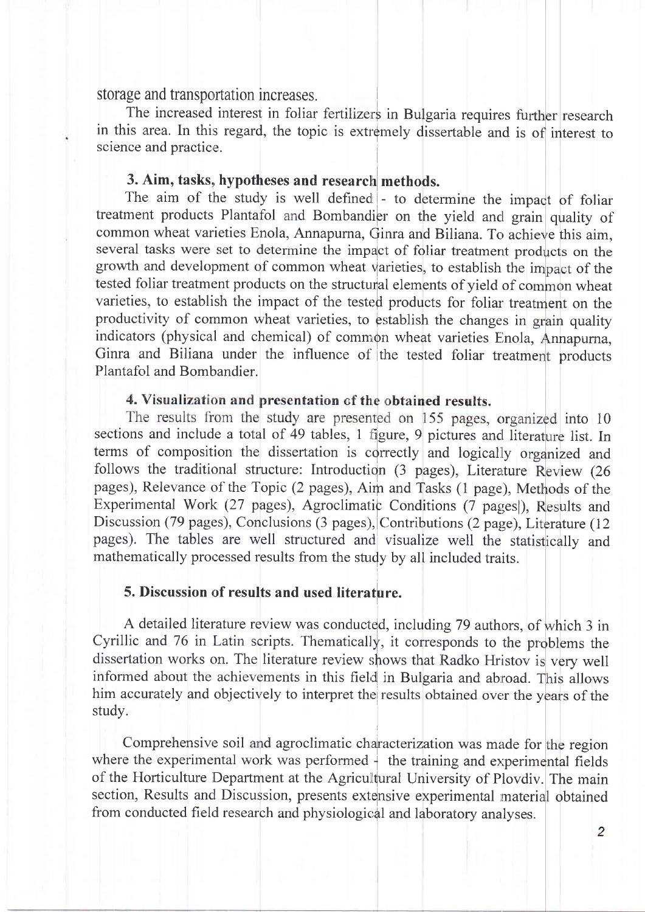storage and transportation increases.

The increased interest in foliar fertilizers in Bulgaria requires further research in this area. In this regard, the topic is extremely dissertable and is of interest to science and practice.

### 3. Aim, tasks, hypotheses and research methods.

The aim of the study is well defined - to determine the impact of foliar treatment products Plantafol and Bombandier on the yield and grain quality of common wheat varieties Enola, Annapurna, Ginra and Biliana. To achieve this aim, several tasks were set to determine the impact of foliar treatment products on the growth and development of common wheat varieties, to establish the impact of the tested foliar treatment products on the structural elements of yield of common wheat varieties, to establish the impact of the tested products for foliar treatment on the productivity of common wheat varieties, to establish the changes in grain quality indicators (physical and chemical) of common wheat varieties Enola, Annapurna, Ginra and Biliana under the influence of the tested foliar treatment products Plantafol and Bombandier.

### 4. Visualization and presentation of the obtained results.

The results from the study are presented on 155 pages, organized into 10 sections and include a total of 49 tables, 1 figure, 9 pictures and literature list. In terms of composition the dissertation is correctly and logically organized and follows the traditional structure: Introduction (3 pages), Literature Review (26 pages), Relevance of the Topic (2 pages), Aim and Tasks (1 page), Methods of the Experimental Work (27 pages), Agroclimatic Conditions (7 pages|), Results and Discussion (79 pages), Conclusions (3 pages), Contributions (2 page), Literature (12 pages). The tables are well structured and visualize well the statistically and mathematically processed results from the study by all included traits.

### 5. Discussion of results and used literature.

A detailed literature review was conducted, including 79 authors, of which 3 in Cyrillic and 76 in Latin scripts. Thematically, it corresponds to the problems the dissertation works on. The literature review shows that Radko Hristov is very well informed about the achievements in this field in Bulgaria and abroad. This allows him accurately and objectively to interpret the results obtained over the years of the study.

Comprehensive soil and agroclimatic characterization was made for the region where the experimental work was performed - the training and experimental fields of the Horticulture Department at the Agricultural University of Plovdiv. The main section, Results and Discussion, presents extensive experimental material obtained from conducted field research and physiological and laboratory analyses.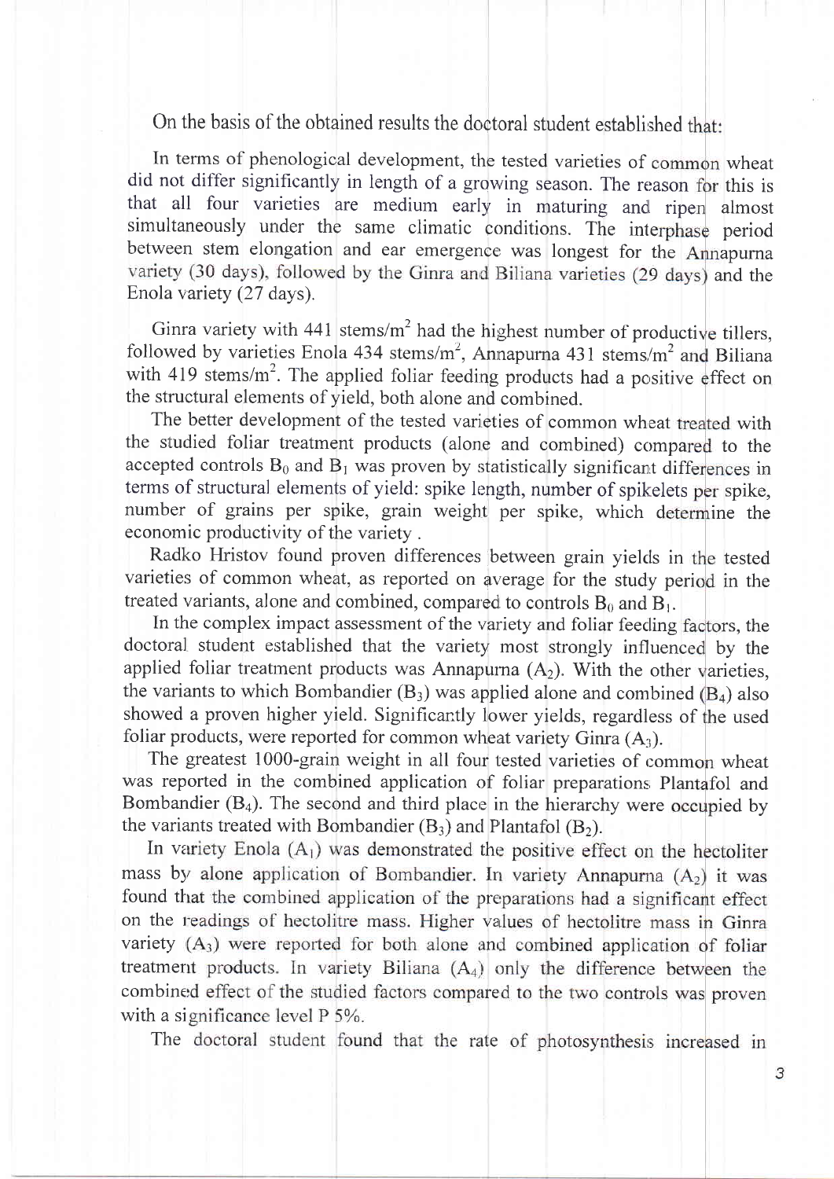On the basis of the obtained results the doctoral student established that:

In terms of phenological development, the tested varieties of common wheat did not differ significantly in length of a growing season. The reason for this is that all four varieties are medium early in maturing and ripen almost simultaneously under the same climatic conditions. The interphase period between stem elongation and ear emergence was longest for the Annapurna variety (30 days), followed by the Ginra and Biliana varieties (29 days) and the Enola variety (27 days).

Ginra variety with 441 stems/$m^2$ had the highest number of productive tillers, followed by varieties Enola 434 stems/$m^2$, Annapurna 431 stems/$m^2$ and Biliana with 419 stems/$m^2$. The applied foliar feeding products had a positive effect on the structural elements of yield, both alone and combined.

The better development of the tested varieties of common wheat treated with the studied foliar treatment products (alone and combined) compared to the accepted controls $B_0$ and $B_1$ was proven by statistically significant differences in terms of structural elements of yield: spike length, number of spikelets per spike, number of grains per spike, grain weight per spike, which determine the economic productivity of the variety .

Radko Hristov found proven differences between grain yields in the tested varieties of common wheat, as reported on average for the study period in the treated variants, alone and combined, compared to controls $B_0$ and $B_1$.

In the complex impact assessment of the variety and foliar feeding factors, the doctoral student established that the variety most strongly influenced by the applied foliar treatment products was Annapurna ($A_2$). With the other varieties, the variants to which Bombandier ($B_3$) was applied alone and combined ($B_4$) also showed a proven higher yield. Significantly lower yields, regardless of the used foliar products, were reported for common wheat variety Ginra ($A_3$).

The greatest 1000-grain weight in all four tested varieties of common wheat was reported in the combined application of foliar preparations Plantafol and Bombandier ($B_4$). The second and third place in the hierarchy were occupied by the variants treated with Bombandier ($B_3$) and Plantafol ($B_2$).

In variety Enola ($A_1$) was demonstrated the positive effect on the hectoliter mass by alone application of Bombandier. In variety Annapurna ($A_2$) it was found that the combined application of the preparations had a significant effect on the readings of hectolitre mass. Higher values of hectolitre mass in Ginra variety ($A_3$) were reported for both alone and combined application of foliar treatment products. In variety Biliana ($A_4$) only the difference between the combined effect of the studied factors compared to the two controls was proven with a significance level P 5%.

The doctoral student found that the rate of photosynthesis increased in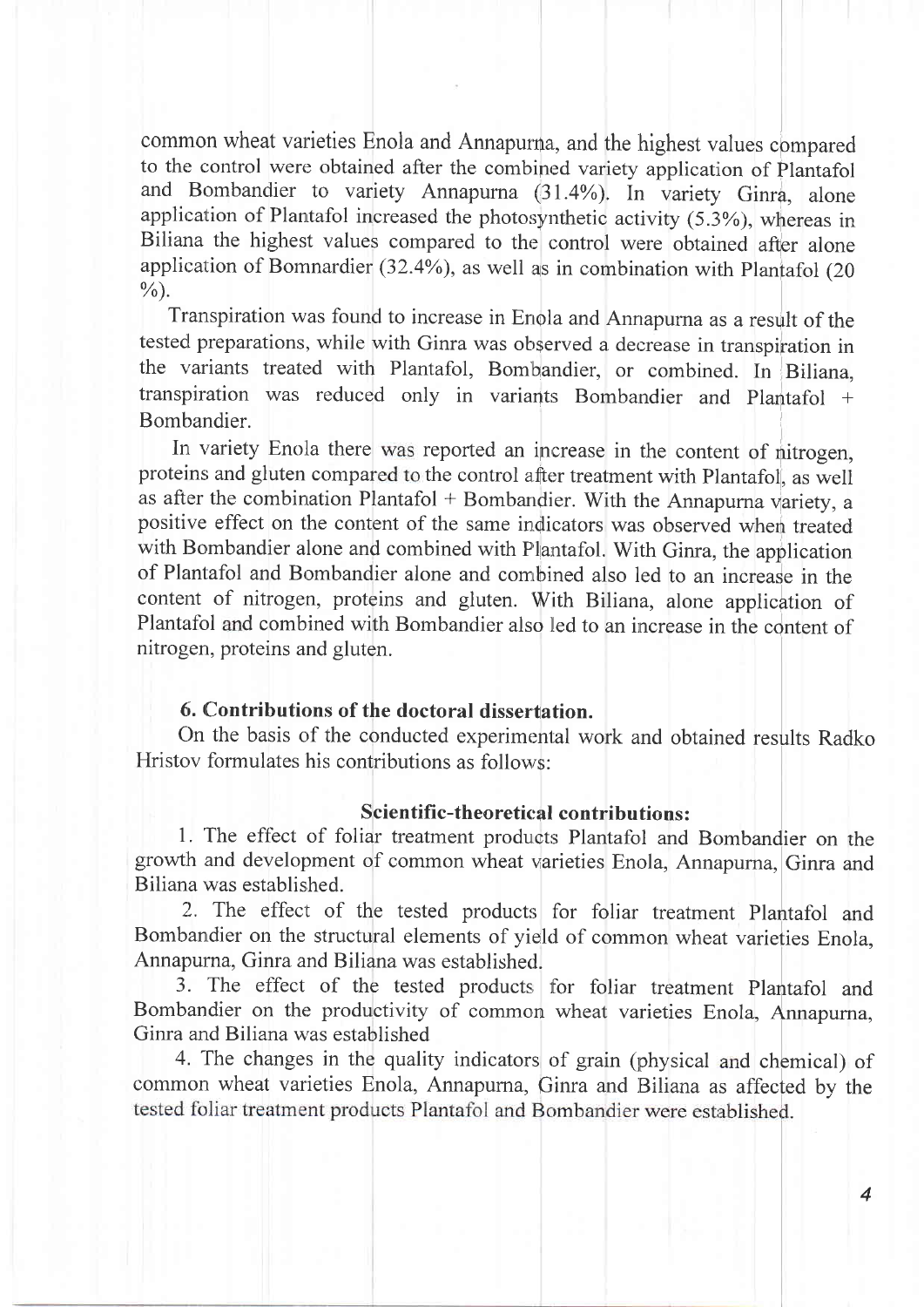common wheat varieties Enola and Annapurna, and the highest values compared to the control were obtained after the combined variety application of Plantafol and Bombandier to variety Annapurna (31.4%). In variety Ginra, alone application of Plantafol increased the photosynthetic activity (5.3%), whereas in Biliana the highest values compared to the control were obtained after alone application of Bomnardier (32.4%), as well as in combination with Plantafol (20 %).

Transpiration was found to increase in Enola and Annapurna as a result of the tested preparations, while with Ginra was observed a decrease in transpiration in the variants treated with Plantafol, Bombandier, or combined. In Biliana, transpiration was reduced only in variants Bombandier and Plantafol + Bombandier.

In variety Enola there was reported an increase in the content of nitrogen, proteins and gluten compared to the control after treatment with Plantafol, as well as after the combination Plantafol + Bombandier. With the Annapurna variety, a positive effect on the content of the same indicators was observed when treated with Bombandier alone and combined with Plantafol. With Ginra, the application of Plantafol and Bombandier alone and combined also led to an increase in the content of nitrogen, proteins and gluten. With Biliana, alone application of Plantafol and combined with Bombandier also led to an increase in the content of nitrogen, proteins and gluten.

### 6. Contributions of the doctoral dissertation.

On the basis of the conducted experimental work and obtained results Radko Hristov formulates his contributions as follows:

#### Scientific-theoretical contributions:

1. The effect of foliar treatment products Plantafol and Bombandier on the growth and development of common wheat varieties Enola, Annapurna, Ginra and Biliana was established.

2. The effect of the tested products for foliar treatment Plantafol and Bombandier on the structural elements of yield of common wheat varieties Enola, Annapurna, Ginra and Biliana was established.

3. The effect of the tested products for foliar treatment Plantafol and Bombandier on the productivity of common wheat varieties Enola, Annapurna, Ginra and Biliana was established

4. The changes in the quality indicators of grain (physical and chemical) of common wheat varieties Enola, Annapurna, Ginra and Biliana as affected by the tested foliar treatment products Plantafol and Bombandier were established.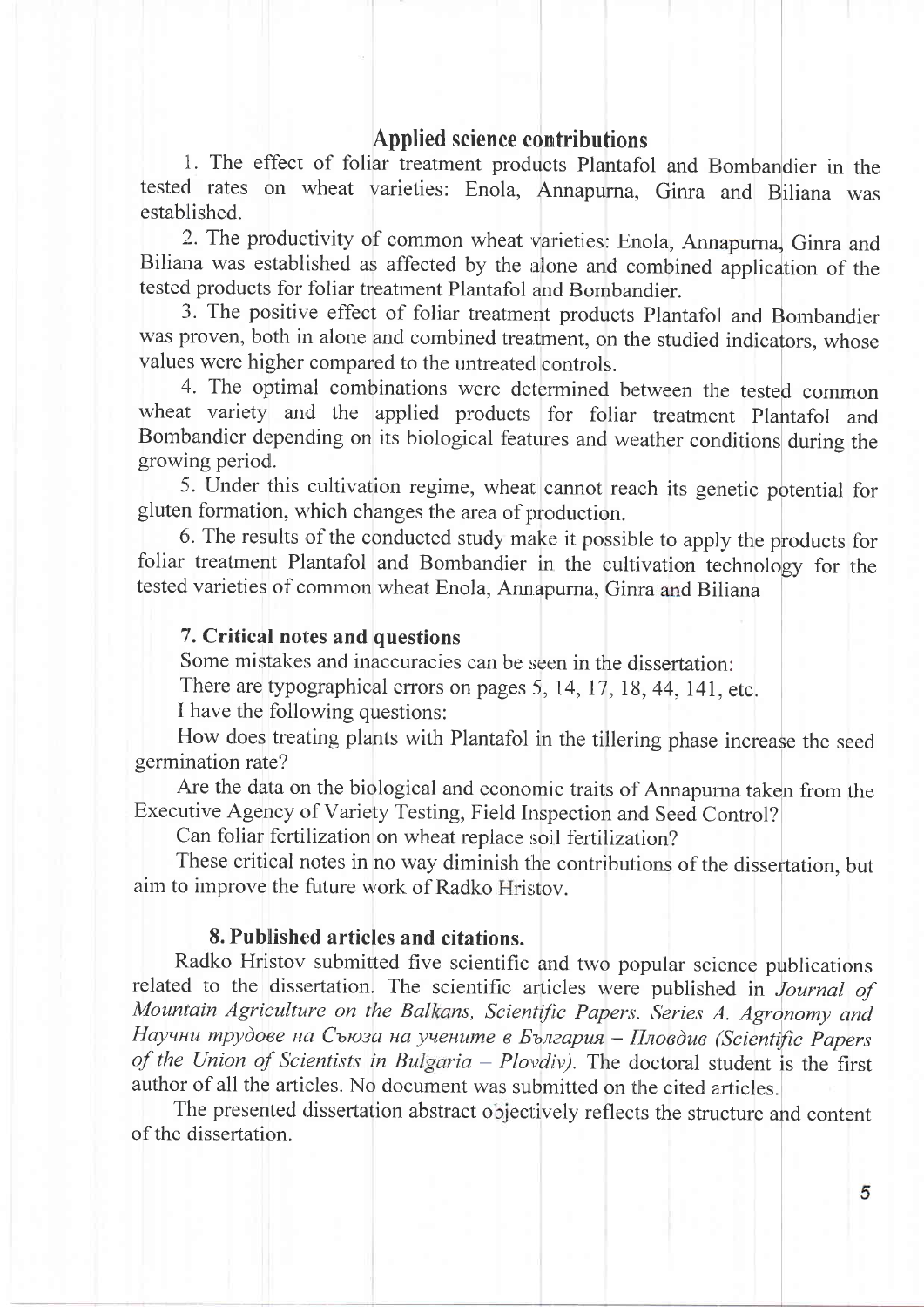## Applied science contributions

1. The effect of foliar treatment products Plantafol and Bombandier in the tested rates on wheat varieties: Enola, Annapurna, Ginra and Biliana was established.

2. The productivity of common wheat varieties: Enola, Annapurna, Ginra and Biliana was established as affected by the alone and combined application of the tested products for foliar treatment Plantafol and Bombandier.

3. The positive effect of foliar treatment products Plantafol and Bombandier was proven, both in alone and combined treatment, on the studied indicators, whose values were higher compared to the untreated controls.

4. The optimal combinations were determined between the tested common wheat variety and the applied products for foliar treatment Plantafol and Bombandier depending on its biological features and weather conditions during the growing period.

5. Under this cultivation regime, wheat cannot reach its genetic potential for gluten formation, which changes the area of production.

6. The results of the conducted study make it possible to apply the products for foliar treatment Plantafol and Bombandier in the cultivation technology for the tested varieties of common wheat Enola, Annapurna, Ginra and Biliana

### 7. Critical notes and questions

Some mistakes and inaccuracies can be seen in the dissertation:

There are typographical errors on pages 5, 14, 17, 18, 44, 141, etc.

I have the following questions:

How does treating plants with Plantafol in the tillering phase increase the seed germination rate?

Are the data on the biological and economic traits of Annapurna taken from the Executive Agency of Variety Testing, Field Inspection and Seed Control?

Can foliar fertilization on wheat replace soil fertilization?

These critical notes in no way diminish the contributions of the dissertation, but aim to improve the future work of Radko Hristov.

### 8. Published articles and citations.

Radko Hristov submitted five scientific and two popular science publications related to the dissertation. The scientific articles were published in *Journal of Mountain Agriculture on the Balkans, Scientific Papers. Series A. Agronomy and Научни трудове на Съюза на учените в България – Пловдив (Scientific Papers of the Union of Scientists in Bulgaria – Plovdiv).* The doctoral student is the first author of all the articles. No document was submitted on the cited articles.

The presented dissertation abstract objectively reflects the structure and content of the dissertation.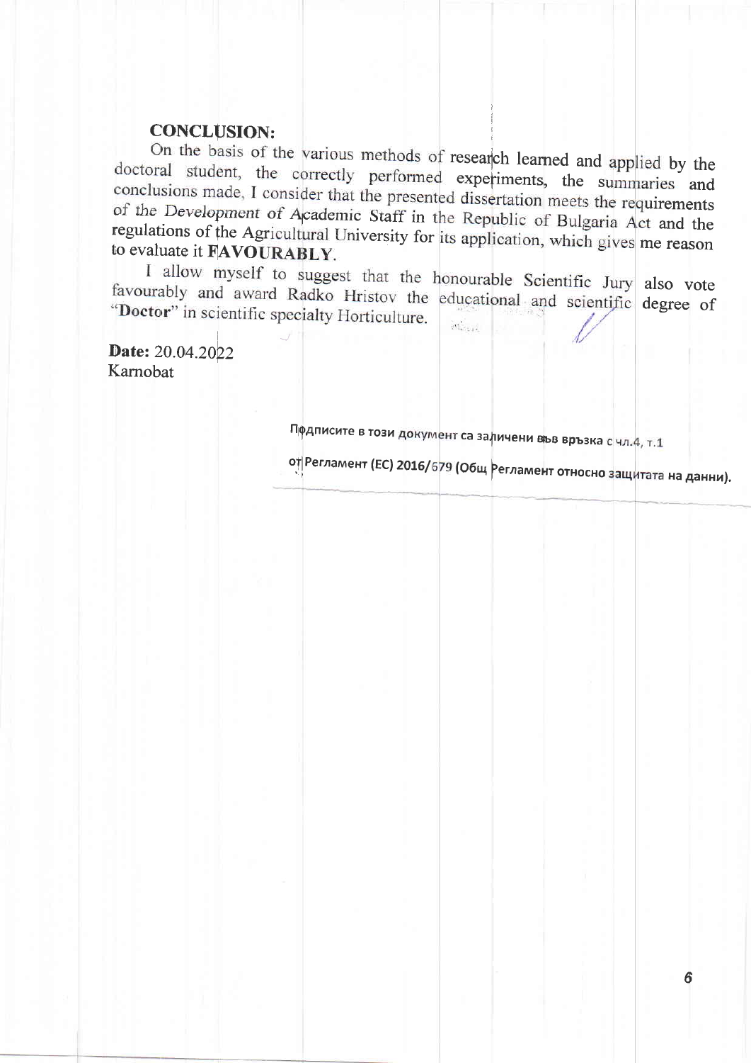**CONCLUSION:**

On the basis of the various methods of research learned and applied by the doctoral student, the correctly performed experiments, the summaries and conclusions made, I consider that the presented dissertation meets the requirements of the *Development of Academic Staff in the Republic of Bulgaria Act* and the regulations of the Agricultural University for its application, which gives me reason to evaluate it **FAVOURABLY**.

I allow myself to suggest that the honourable Scientific Jury also vote favourably and award Radko Hristov the educational and scientific degree of "**Doctor**" in scientific specialty Horticulture.

**Date:** 20.04.2022
Karnobat

Подписите в този документ са заличени във връзка с чл.4, т.1 от Регламент (ЕС) 2016/679 (Общ Регламент относно защитата на данни).